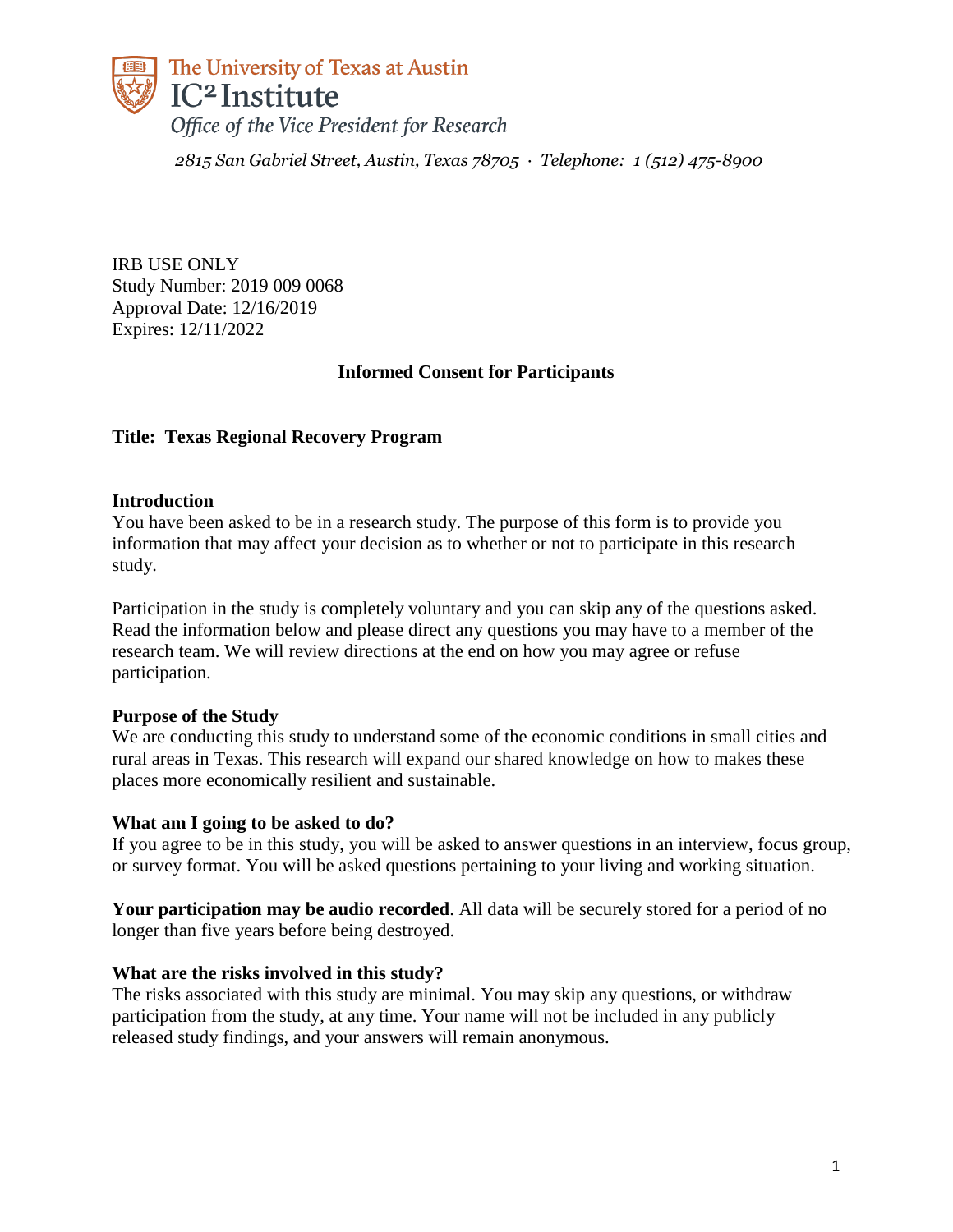The University of Texas at Austin
IC² Institute
*Office of the Vice President for Research*

*2815 San Gabriel Street, Austin, Texas 78705 · Telephone: 1 (512) 475-8900*

IRB USE ONLY
Study Number: 2019 009 0068
Approval Date: 12/16/2019
Expires: 12/11/2022

**Informed Consent for Participants**

**Title: Texas Regional Recovery Program**

**Introduction**

You have been asked to be in a research study. The purpose of this form is to provide you information that may affect your decision as to whether or not to participate in this research study.

Participation in the study is completely voluntary and you can skip any of the questions asked. Read the information below and please direct any questions you may have to a member of the research team. We will review directions at the end on how you may agree or refuse participation.

**Purpose of the Study**

We are conducting this study to understand some of the economic conditions in small cities and rural areas in Texas. This research will expand our shared knowledge on how to makes these places more economically resilient and sustainable.

**What am I going to be asked to do?**

If you agree to be in this study, you will be asked to answer questions in an interview, focus group, or survey format. You will be asked questions pertaining to your living and working situation.

**Your participation may be audio recorded**. All data will be securely stored for a period of no longer than five years before being destroyed.

**What are the risks involved in this study?**

The risks associated with this study are minimal. You may skip any questions, or withdraw participation from the study, at any time. Your name will not be included in any publicly released study findings, and your answers will remain anonymous.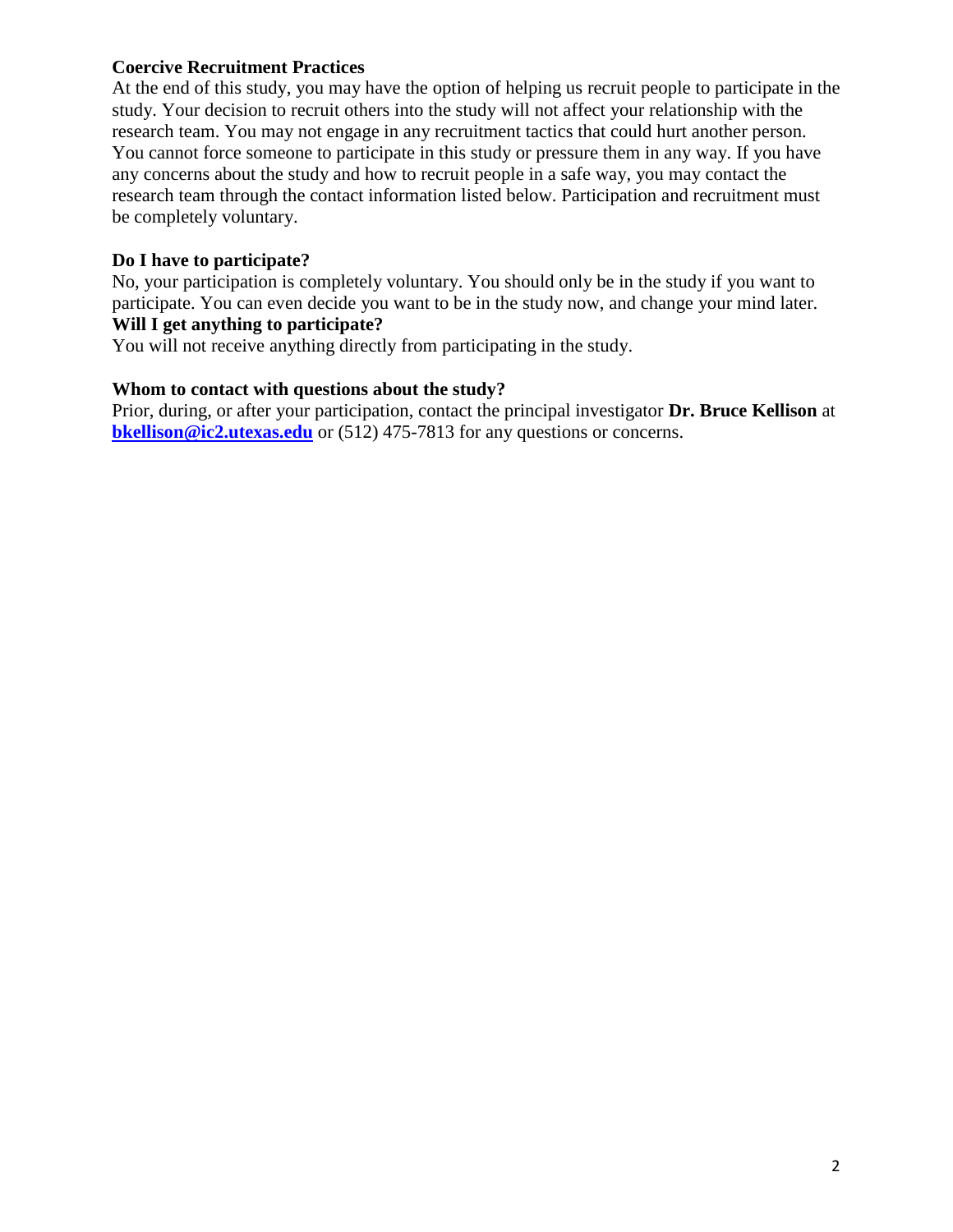**Coercive Recruitment Practices**

At the end of this study, you may have the option of helping us recruit people to participate in the study. Your decision to recruit others into the study will not affect your relationship with the research team. You may not engage in any recruitment tactics that could hurt another person. You cannot force someone to participate in this study or pressure them in any way. If you have any concerns about the study and how to recruit people in a safe way, you may contact the research team through the contact information listed below. Participation and recruitment must be completely voluntary.

**Do I have to participate?**

No, your participation is completely voluntary. You should only be in the study if you want to participate. You can even decide you want to be in the study now, and change your mind later.

**Will I get anything to participate?**

You will not receive anything directly from participating in the study.

**Whom to contact with questions about the study?**

Prior, during, or after your participation, contact the principal investigator **Dr. Bruce Kellison** at **bkellison@ic2.utexas.edu** or (512) 475-7813 for any questions or concerns.